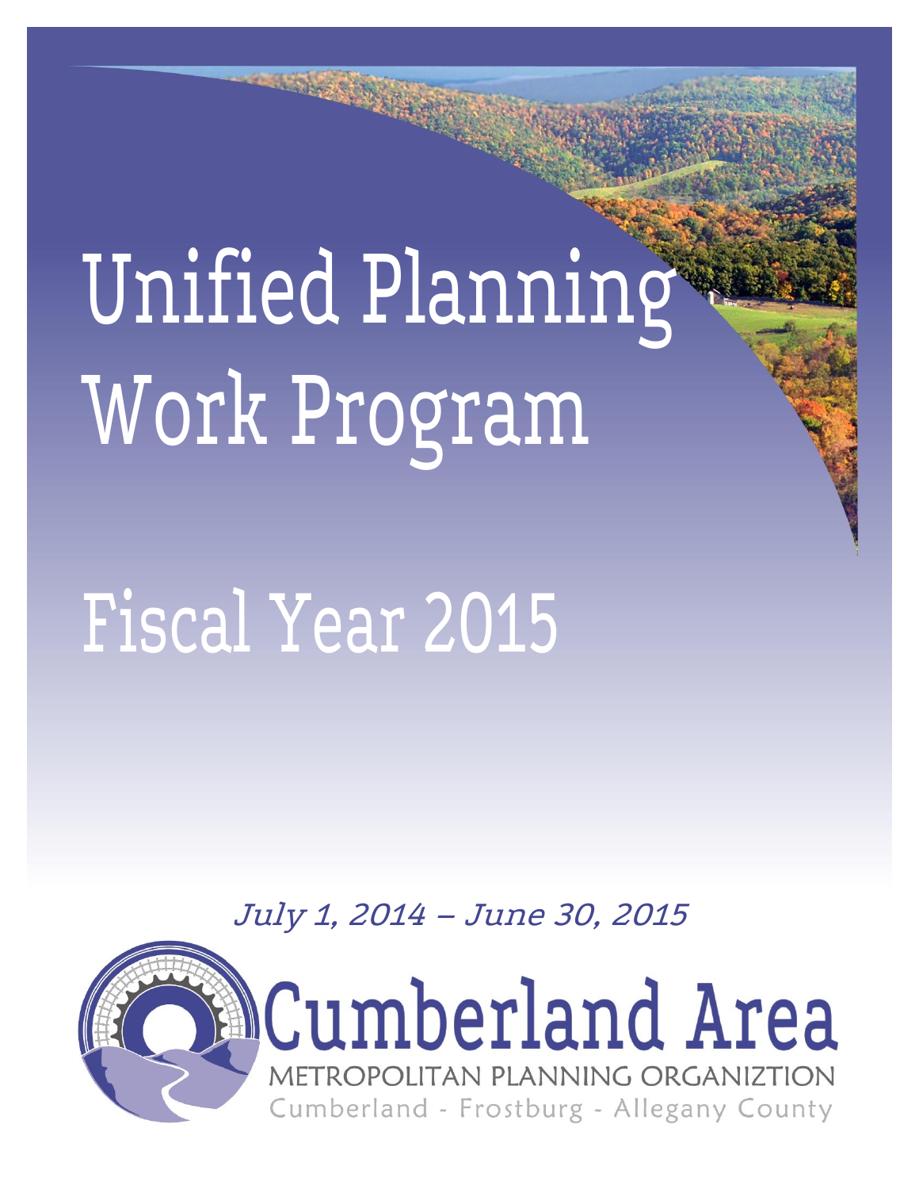# Unified Planning Work Program

# Fiscal Year 2015

*July 1, 2014 – June 30, 2015*

Cumberland Area

METROPOLITAN PLANNING ORGANIZTION

Cumberland - Frostburg - Allegany County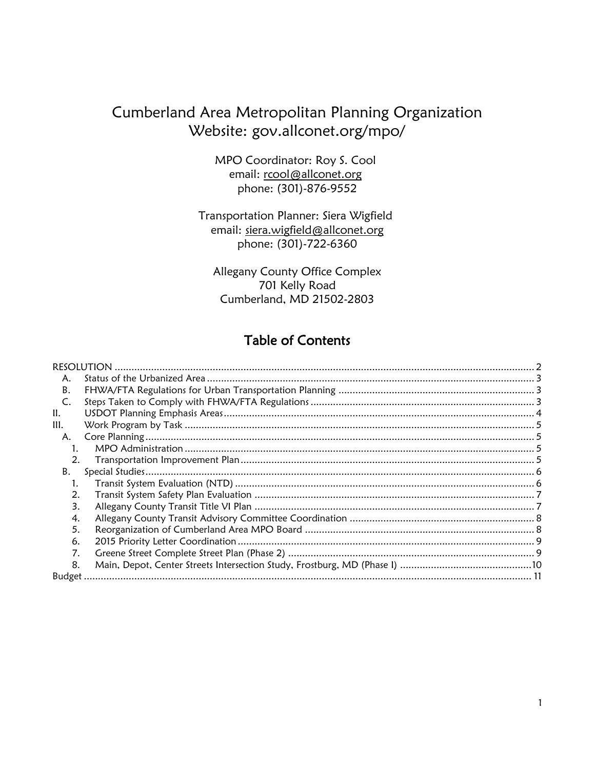# Cumberland Area Metropolitan Planning Organization
# Website: gov.allconet.org/mpo/

MPO Coordinator: Roy S. Cool
email: rcool@allconet.org
phone: (301)-876-9552

Transportation Planner: Siera Wigfield
email: siera.wigfield@allconet.org
phone: (301)-722-6360

Allegany County Office Complex
701 Kelly Road
Cumberland, MD 21502-2803

## Table of Contents

RESOLUTION .......... 2
- A. Status of the Urbanized Area .......... 3
- B. FHWA/FTA Regulations for Urban Transportation Planning .......... 3
- C. Steps Taken to Comply with FHWA/FTA Regulations .......... 3

II. USDOT Planning Emphasis Areas .......... 4

III. Work Program by Task .......... 5
- A. Core Planning .......... 5
  1. MPO Administration .......... 5
  2. Transportation Improvement Plan .......... 5
- B. Special Studies .......... 6
  1. Transit System Evaluation (NTD) .......... 6
  2. Transit System Safety Plan Evaluation .......... 7
  3. Allegany County Transit Title VI Plan .......... 7
  4. Allegany County Transit Advisory Committee Coordination .......... 8
  5. Reorganization of Cumberland Area MPO Board .......... 8
  6. 2015 Priority Letter Coordination .......... 9
  7. Greene Street Complete Street Plan (Phase 2) .......... 9
  8. Main, Depot, Center Streets Intersection Study, Frostburg, MD (Phase I) .......... 10

Budget .......... 11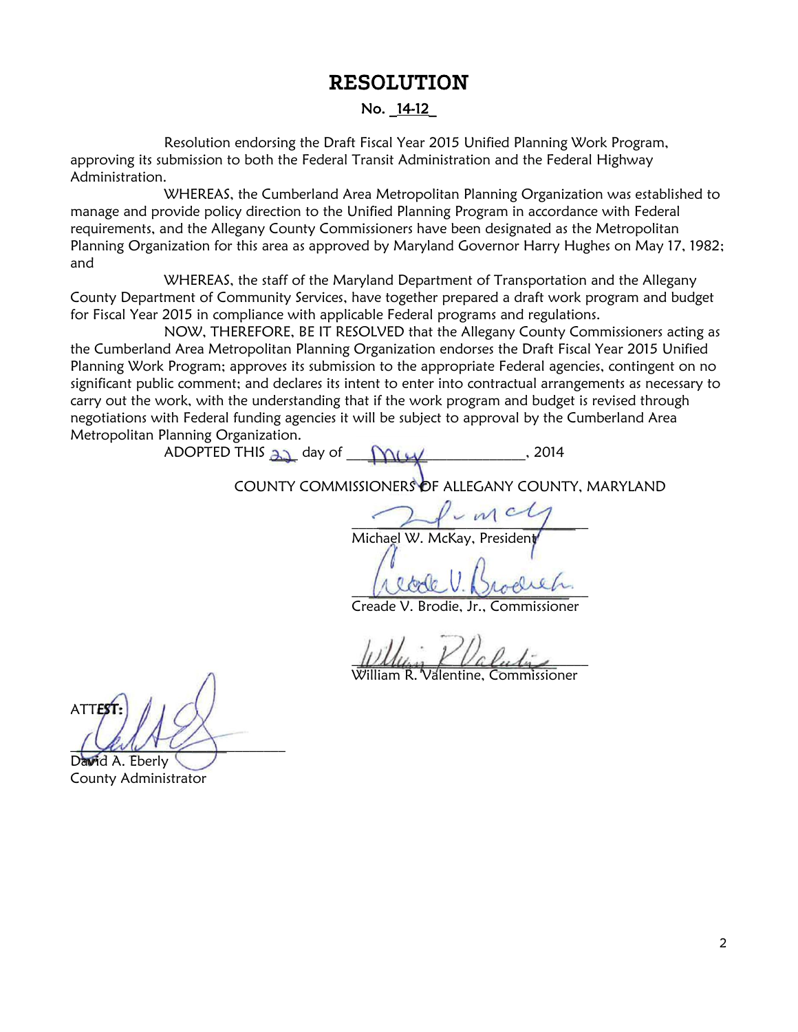# RESOLUTION

**No. 14-12**

Resolution endorsing the Draft Fiscal Year 2015 Unified Planning Work Program, approving its submission to both the Federal Transit Administration and the Federal Highway Administration.

WHEREAS, the Cumberland Area Metropolitan Planning Organization was established to manage and provide policy direction to the Unified Planning Program in accordance with Federal requirements, and the Allegany County Commissioners have been designated as the Metropolitan Planning Organization for this area as approved by Maryland Governor Harry Hughes on May 17, 1982; and

WHEREAS, the staff of the Maryland Department of Transportation and the Allegany County Department of Community Services, have together prepared a draft work program and budget for Fiscal Year 2015 in compliance with applicable Federal programs and regulations.

NOW, THEREFORE, BE IT RESOLVED that the Allegany County Commissioners acting as the Cumberland Area Metropolitan Planning Organization endorses the Draft Fiscal Year 2015 Unified Planning Work Program; approves its submission to the appropriate Federal agencies, contingent on no significant public comment; and declares its intent to enter into contractual arrangements as necessary to carry out the work, with the understanding that if the work program and budget is revised through negotiations with Federal funding agencies it will be subject to approval by the Cumberland Area Metropolitan Planning Organization.

ADOPTED THIS 22 day of May, 2014

COUNTY COMMISSIONERS OF ALLEGANY COUNTY, MARYLAND

Michael W. McKay, President

Creade V. Brodie, Jr., Commissioner

William R. Valentine, Commissioner

ATTEST:

David A. Eberly
County Administrator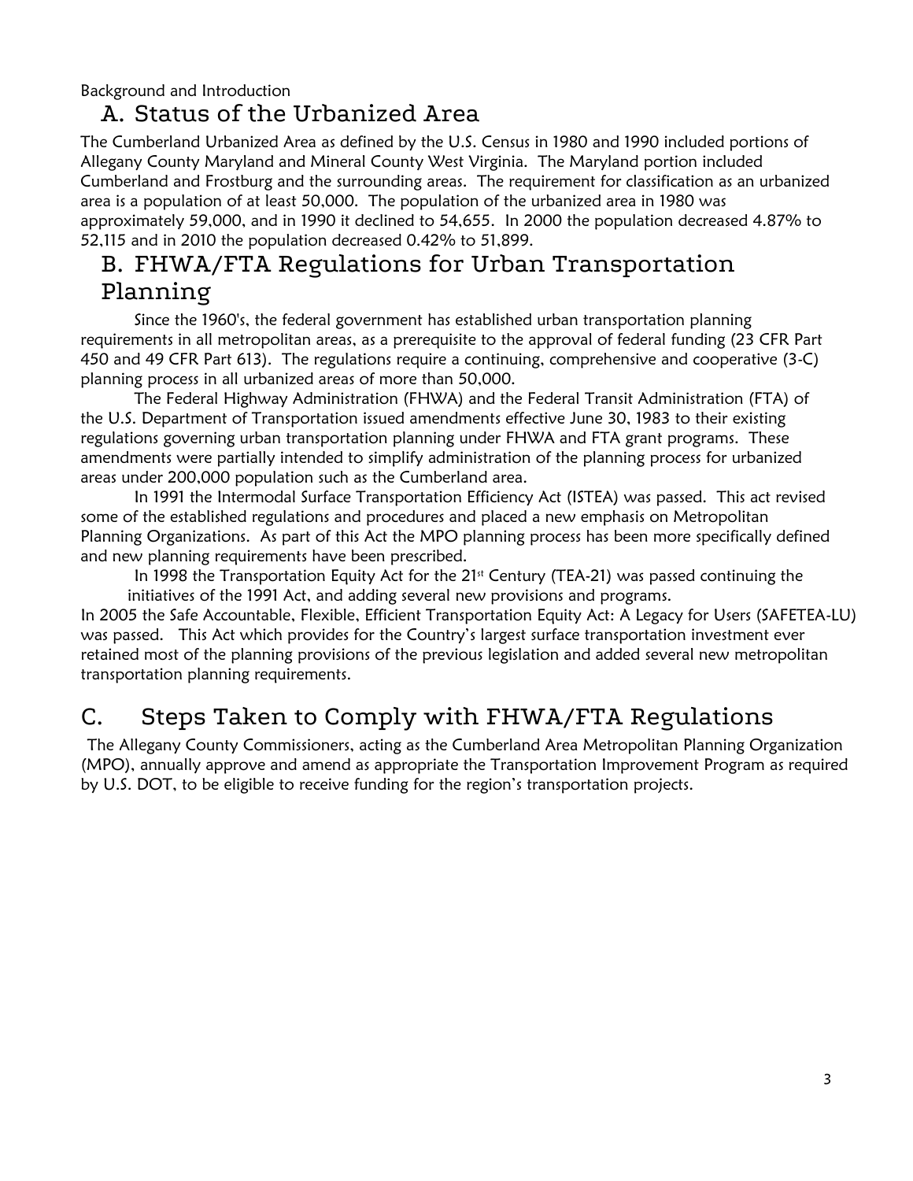Background and Introduction

## A. Status of the Urbanized Area

The Cumberland Urbanized Area as defined by the U.S. Census in 1980 and 1990 included portions of Allegany County Maryland and Mineral County West Virginia. The Maryland portion included Cumberland and Frostburg and the surrounding areas. The requirement for classification as an urbanized area is a population of at least 50,000. The population of the urbanized area in 1980 was approximately 59,000, and in 1990 it declined to 54,655. In 2000 the population decreased 4.87% to 52,115 and in 2010 the population decreased 0.42% to 51,899.

## B. FHWA/FTA Regulations for Urban Transportation Planning

Since the 1960's, the federal government has established urban transportation planning requirements in all metropolitan areas, as a prerequisite to the approval of federal funding (23 CFR Part 450 and 49 CFR Part 613). The regulations require a continuing, comprehensive and cooperative (3-C) planning process in all urbanized areas of more than 50,000.

The Federal Highway Administration (FHWA) and the Federal Transit Administration (FTA) of the U.S. Department of Transportation issued amendments effective June 30, 1983 to their existing regulations governing urban transportation planning under FHWA and FTA grant programs. These amendments were partially intended to simplify administration of the planning process for urbanized areas under 200,000 population such as the Cumberland area.

In 1991 the Intermodal Surface Transportation Efficiency Act (ISTEA) was passed. This act revised some of the established regulations and procedures and placed a new emphasis on Metropolitan Planning Organizations. As part of this Act the MPO planning process has been more specifically defined and new planning requirements have been prescribed.

In 1998 the Transportation Equity Act for the 21st Century (TEA-21) was passed continuing the initiatives of the 1991 Act, and adding several new provisions and programs.

In 2005 the Safe Accountable, Flexible, Efficient Transportation Equity Act: A Legacy for Users (SAFETEA-LU) was passed. This Act which provides for the Country's largest surface transportation investment ever retained most of the planning provisions of the previous legislation and added several new metropolitan transportation planning requirements.

## C. Steps Taken to Comply with FHWA/FTA Regulations

The Allegany County Commissioners, acting as the Cumberland Area Metropolitan Planning Organization (MPO), annually approve and amend as appropriate the Transportation Improvement Program as required by U.S. DOT, to be eligible to receive funding for the region's transportation projects.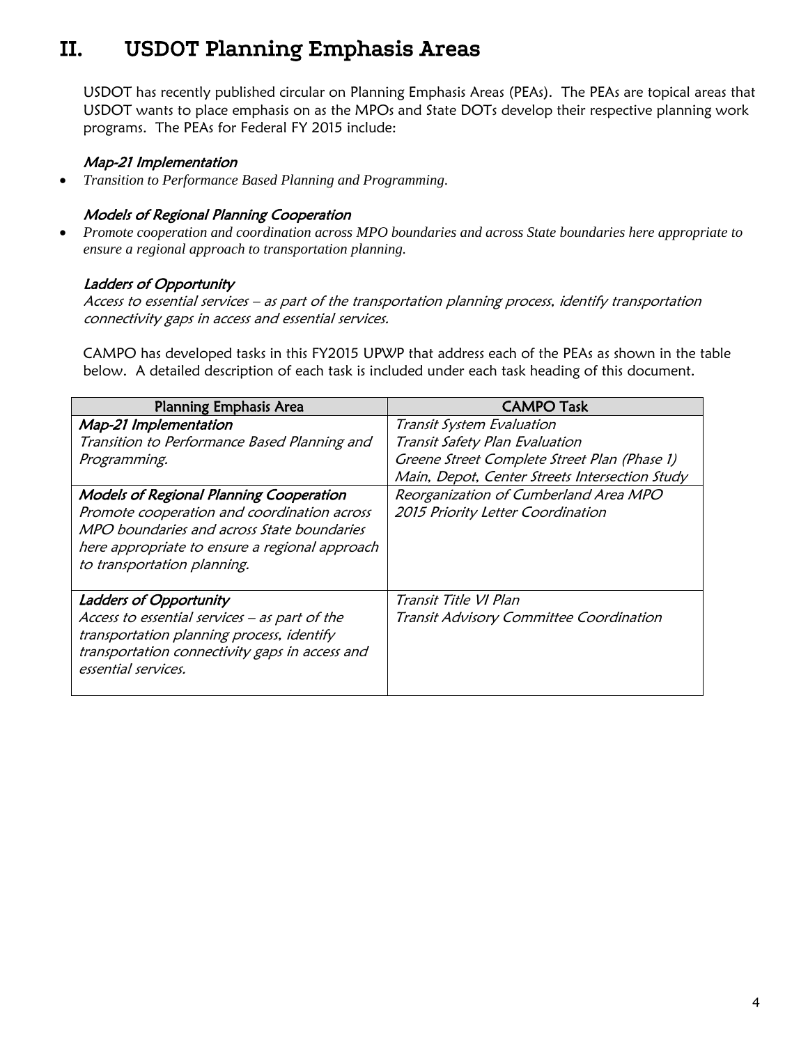# II. USDOT Planning Emphasis Areas

USDOT has recently published circular on Planning Emphasis Areas (PEAs). The PEAs are topical areas that USDOT wants to place emphasis on as the MPOs and State DOTs develop their respective planning work programs. The PEAs for Federal FY 2015 include:

*Map-21 Implementation*

- *Transition to Performance Based Planning and Programming.*

*Models of Regional Planning Cooperation*

- *Promote cooperation and coordination across MPO boundaries and across State boundaries here appropriate to ensure a regional approach to transportation planning.*

*Ladders of Opportunity*

*Access to essential services – as part of the transportation planning process, identify transportation connectivity gaps in access and essential services.*

CAMPO has developed tasks in this FY2015 UPWP that address each of the PEAs as shown in the table below. A detailed description of each task is included under each task heading of this document.

| Planning Emphasis Area | CAMPO Task |
|---|---|
| *Map-21 Implementation*<br>*Transition to Performance Based Planning and Programming.* | *Transit System Evaluation*<br>*Transit Safety Plan Evaluation*<br>*Greene Street Complete Street Plan (Phase 1)*<br>*Main, Depot, Center Streets Intersection Study* |
| *Models of Regional Planning Cooperation*<br>*Promote cooperation and coordination across MPO boundaries and across State boundaries here appropriate to ensure a regional approach to transportation planning.* | *Reorganization of Cumberland Area MPO*<br>*2015 Priority Letter Coordination* |
| *Ladders of Opportunity*<br>*Access to essential services – as part of the transportation planning process, identify transportation connectivity gaps in access and essential services.* | *Transit Title VI Plan*<br>*Transit Advisory Committee Coordination* |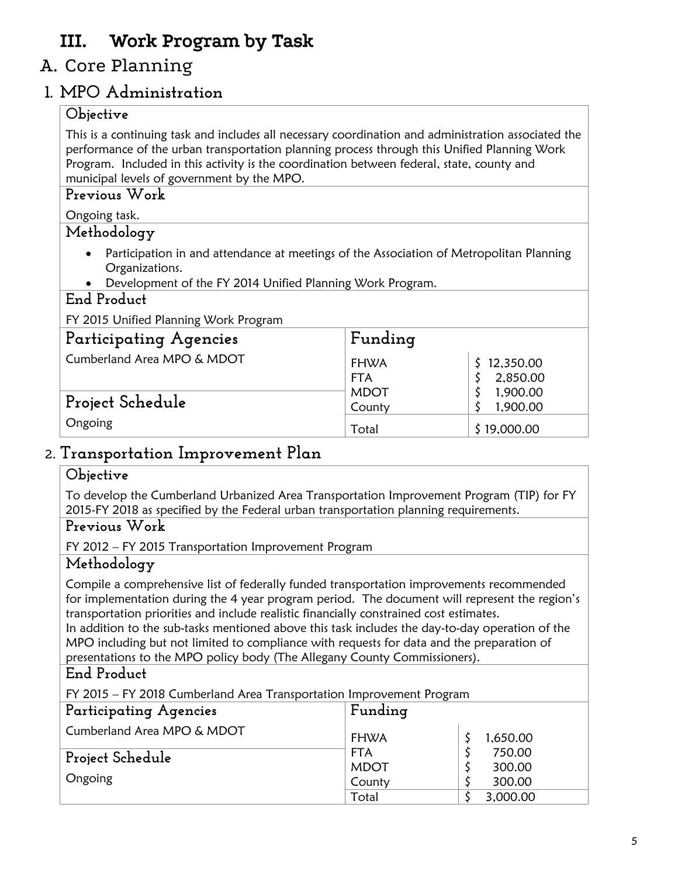# III. Work Program by Task

## A. Core Planning

### 1. MPO Administration

#### Objective

This is a continuing task and includes all necessary coordination and administration associated the performance of the urban transportation planning process through this Unified Planning Work Program. Included in this activity is the coordination between federal, state, county and municipal levels of government by the MPO.

#### Previous Work

Ongoing task.

#### Methodology

- Participation in and attendance at meetings of the Association of Metropolitan Planning Organizations.
- Development of the FY 2014 Unified Planning Work Program.

#### End Product

FY 2015 Unified Planning Work Program

#### Participating Agencies

Cumberland Area MPO & MDOT

#### Project Schedule

Ongoing

#### Funding

| Source | Amount |
|---|---|
| FHWA | $ 12,350.00 |
| FTA | $ 2,850.00 |
| MDOT | $ 1,900.00 |
| County | $ 1,900.00 |
| Total | $ 19,000.00 |

### 2. Transportation Improvement Plan

#### Objective

To develop the Cumberland Urbanized Area Transportation Improvement Program (TIP) for FY 2015-FY 2018 as specified by the Federal urban transportation planning requirements.

#### Previous Work

FY 2012 – FY 2015 Transportation Improvement Program

#### Methodology

Compile a comprehensive list of federally funded transportation improvements recommended for implementation during the 4 year program period. The document will represent the region's transportation priorities and include realistic financially constrained cost estimates.
In addition to the sub-tasks mentioned above this task includes the day-to-day operation of the MPO including but not limited to compliance with requests for data and the preparation of presentations to the MPO policy body (The Allegany County Commissioners).

#### End Product

FY 2015 – FY 2018 Cumberland Area Transportation Improvement Program

#### Participating Agencies

Cumberland Area MPO & MDOT

#### Project Schedule

Ongoing

#### Funding

| Source | Amount |
|---|---|
| FHWA | $ 1,650.00 |
| FTA | $ 750.00 |
| MDOT | $ 300.00 |
| County | $ 300.00 |
| Total | $ 3,000.00 |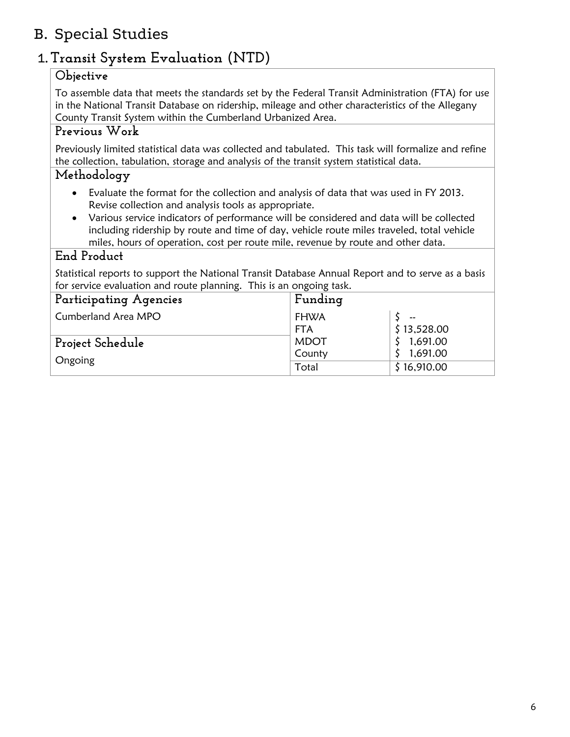## B. Special Studies

### 1. Transit System Evaluation (NTD)

#### Objective

To assemble data that meets the standards set by the Federal Transit Administration (FTA) for use in the National Transit Database on ridership, mileage and other characteristics of the Allegany County Transit System within the Cumberland Urbanized Area.

#### Previous Work

Previously limited statistical data was collected and tabulated. This task will formalize and refine the collection, tabulation, storage and analysis of the transit system statistical data.

#### Methodology

- Evaluate the format for the collection and analysis of data that was used in FY 2013. Revise collection and analysis tools as appropriate.
- Various service indicators of performance will be considered and data will be collected including ridership by route and time of day, vehicle route miles traveled, total vehicle miles, hours of operation, cost per route mile, revenue by route and other data.

#### End Product

Statistical reports to support the National Transit Database Annual Report and to serve as a basis for service evaluation and route planning. This is an ongoing task.

| Participating Agencies | Funding | |
|---|---|---|
| Cumberland Area MPO | FHWA | $ -- |
| | FTA | $ 13,528.00 |
| **Project Schedule** | MDOT | $ 1,691.00 |
| Ongoing | County | $ 1,691.00 |
| | Total | $ 16,910.00 |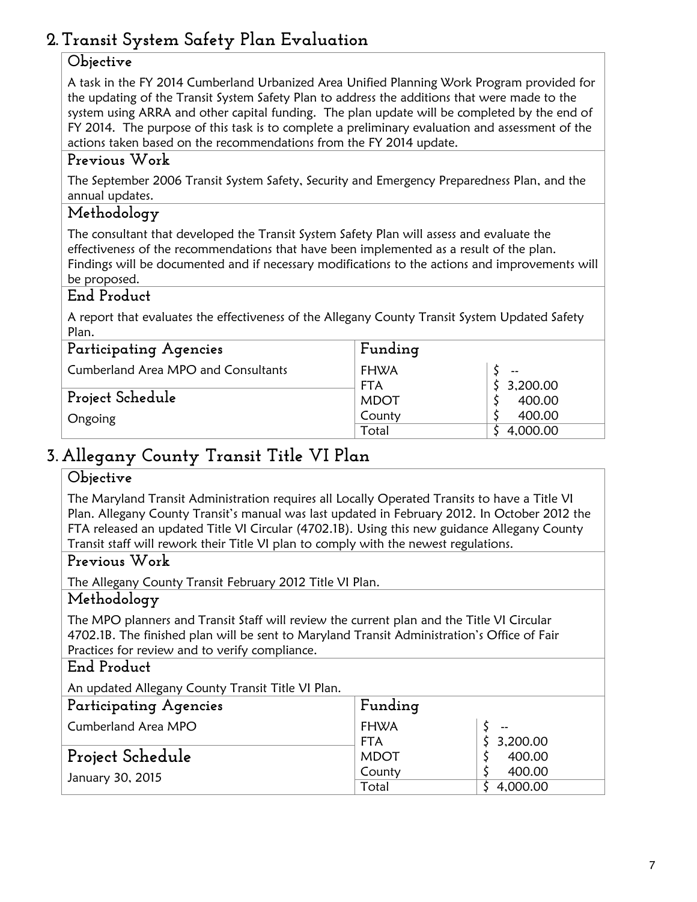## 2. Transit System Safety Plan Evaluation

### Objective

A task in the FY 2014 Cumberland Urbanized Area Unified Planning Work Program provided for the updating of the Transit System Safety Plan to address the additions that were made to the system using ARRA and other capital funding. The plan update will be completed by the end of FY 2014. The purpose of this task is to complete a preliminary evaluation and assessment of the actions taken based on the recommendations from the FY 2014 update.

### Previous Work

The September 2006 Transit System Safety, Security and Emergency Preparedness Plan, and the annual updates.

### Methodology

The consultant that developed the Transit System Safety Plan will assess and evaluate the effectiveness of the recommendations that have been implemented as a result of the plan. Findings will be documented and if necessary modifications to the actions and improvements will be proposed.

### End Product

A report that evaluates the effectiveness of the Allegany County Transit System Updated Safety Plan.

### Participating Agencies

Cumberland Area MPO and Consultants

### Project Schedule

Ongoing

### Funding

| Funding | |
|---|---|
| FHWA | $ -- |
| FTA | $ 3,200.00 |
| MDOT | $ 400.00 |
| County | $ 400.00 |
| Total | $ 4,000.00 |

## 3. Allegany County Transit Title VI Plan

### Objective

The Maryland Transit Administration requires all Locally Operated Transits to have a Title VI Plan. Allegany County Transit's manual was last updated in February 2012. In October 2012 the FTA released an updated Title VI Circular (4702.1B). Using this new guidance Allegany County Transit staff will rework their Title VI plan to comply with the newest regulations.

### Previous Work

The Allegany County Transit February 2012 Title VI Plan.

### Methodology

The MPO planners and Transit Staff will review the current plan and the Title VI Circular 4702.1B. The finished plan will be sent to Maryland Transit Administration's Office of Fair Practices for review and to verify compliance.

### End Product

An updated Allegany County Transit Title VI Plan.

### Participating Agencies

Cumberland Area MPO

### Project Schedule

January 30, 2015

### Funding

| Funding | |
|---|---|
| FHWA | $ -- |
| FTA | $ 3,200.00 |
| MDOT | $ 400.00 |
| County | $ 400.00 |
| Total | $ 4,000.00 |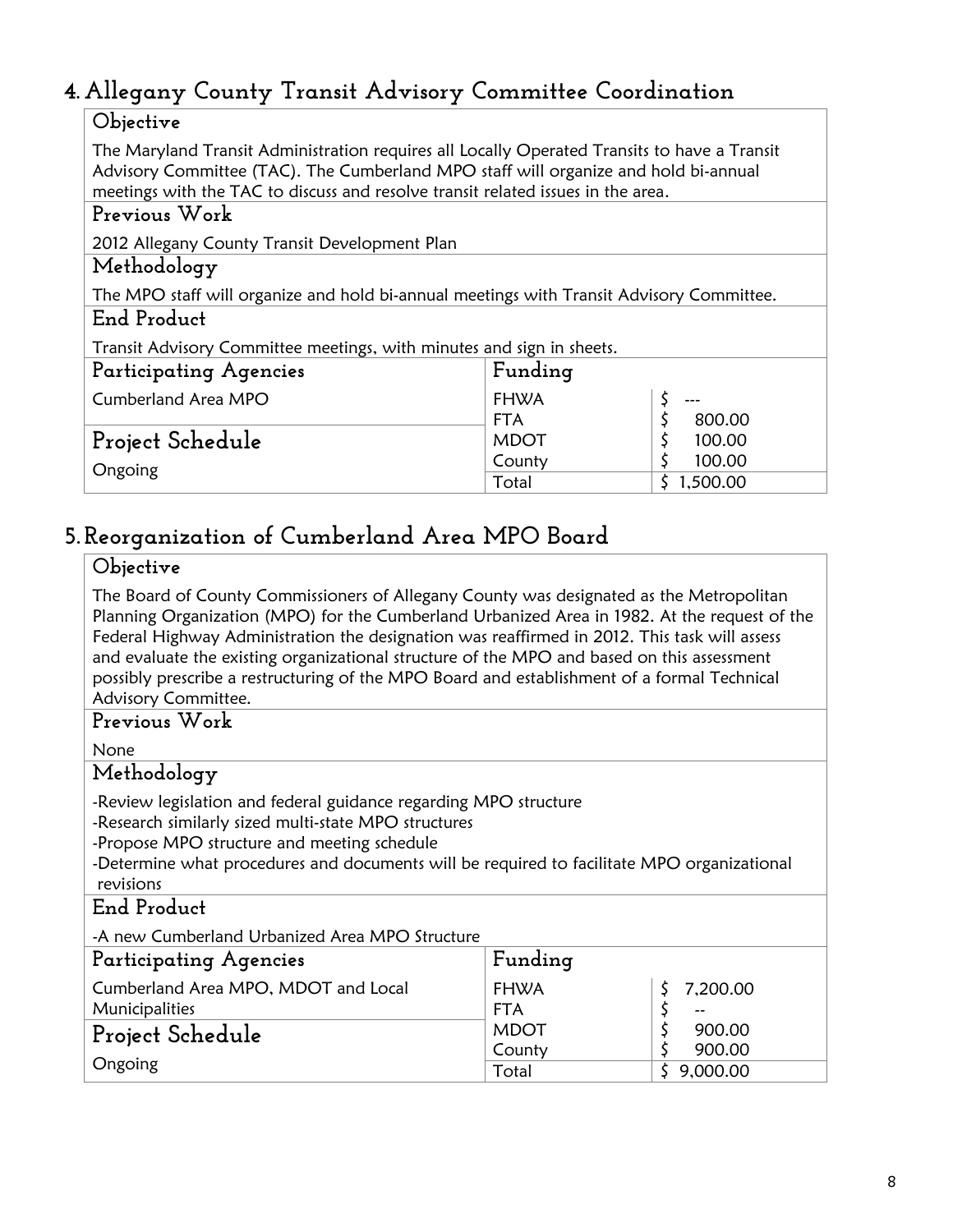## 4. Allegany County Transit Advisory Committee Coordination

### Objective

The Maryland Transit Administration requires all Locally Operated Transits to have a Transit Advisory Committee (TAC). The Cumberland MPO staff will organize and hold bi-annual meetings with the TAC to discuss and resolve transit related issues in the area.

### Previous Work

2012 Allegany County Transit Development Plan

### Methodology

The MPO staff will organize and hold bi-annual meetings with Transit Advisory Committee.

### End Product

Transit Advisory Committee meetings, with minutes and sign in sheets.

| Participating Agencies | Funding | |
|---|---|---|
| Cumberland Area MPO | FHWA | $ --- |
| | FTA | $ 800.00 |
| **Project Schedule** | MDOT | $ 100.00 |
| Ongoing | County | $ 100.00 |
| | Total | $ 1,500.00 |

## 5. Reorganization of Cumberland Area MPO Board

### Objective

The Board of County Commissioners of Allegany County was designated as the Metropolitan Planning Organization (MPO) for the Cumberland Urbanized Area in 1982. At the request of the Federal Highway Administration the designation was reaffirmed in 2012. This task will assess and evaluate the existing organizational structure of the MPO and based on this assessment possibly prescribe a restructuring of the MPO Board and establishment of a formal Technical Advisory Committee.

### Previous Work

None

### Methodology

-Review legislation and federal guidance regarding MPO structure
-Research similarly sized multi-state MPO structures
-Propose MPO structure and meeting schedule
-Determine what procedures and documents will be required to facilitate MPO organizational revisions

### End Product

-A new Cumberland Urbanized Area MPO Structure

| Participating Agencies | Funding | |
|---|---|---|
| Cumberland Area MPO, MDOT and Local Municipalities | FHWA | $ 7,200.00 |
| | FTA | $ -- |
| **Project Schedule** | MDOT | $ 900.00 |
| Ongoing | County | $ 900.00 |
| | Total | $ 9,000.00 |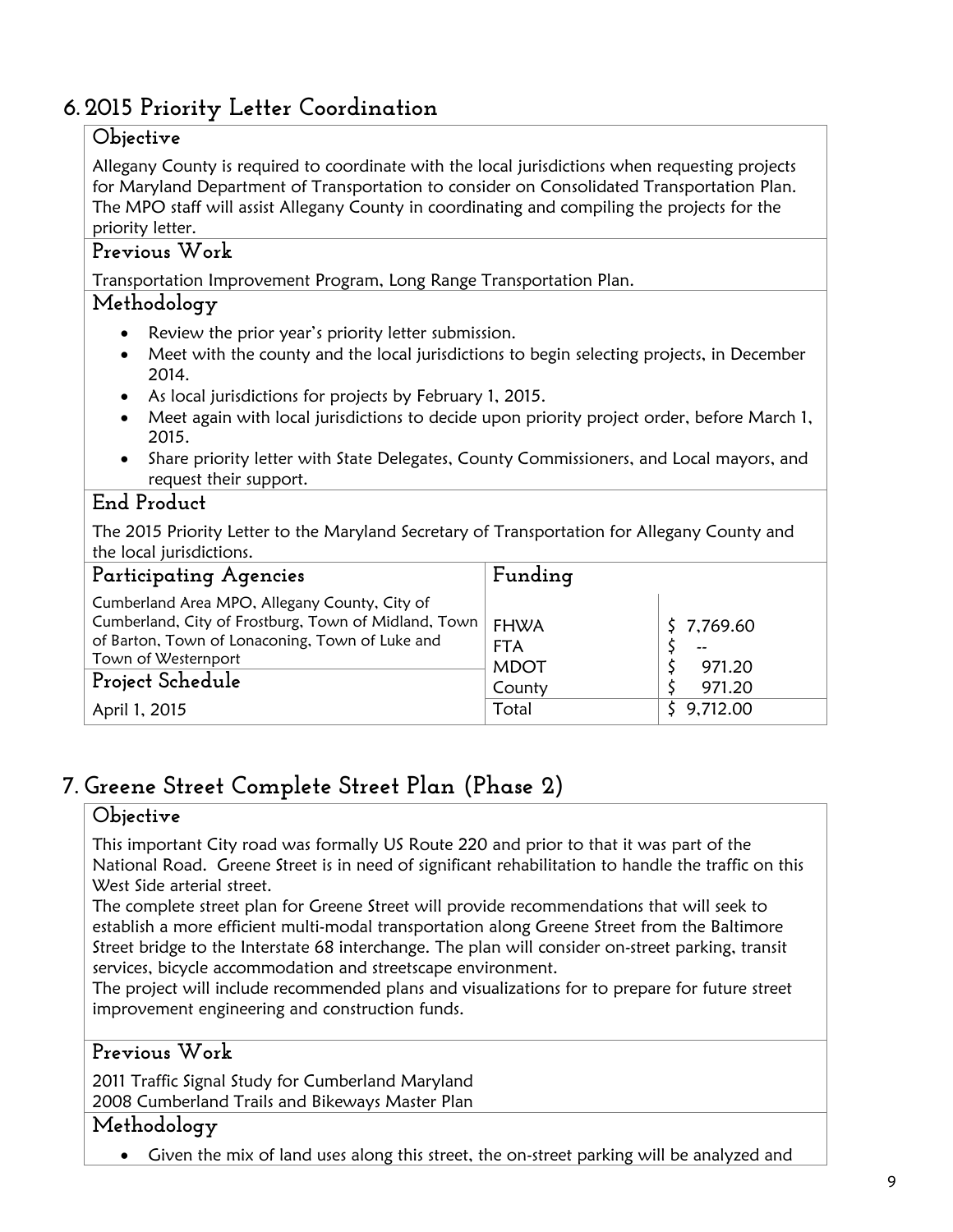## 6. 2015 Priority Letter Coordination

### Objective

Allegany County is required to coordinate with the local jurisdictions when requesting projects for Maryland Department of Transportation to consider on Consolidated Transportation Plan. The MPO staff will assist Allegany County in coordinating and compiling the projects for the priority letter.

### Previous Work

Transportation Improvement Program, Long Range Transportation Plan.

### Methodology

- Review the prior year's priority letter submission.
- Meet with the county and the local jurisdictions to begin selecting projects, in December 2014.
- As local jurisdictions for projects by February 1, 2015.
- Meet again with local jurisdictions to decide upon priority project order, before March 1, 2015.
- Share priority letter with State Delegates, County Commissioners, and Local mayors, and request their support.

### End Product

The 2015 Priority Letter to the Maryland Secretary of Transportation for Allegany County and the local jurisdictions.

| Participating Agencies | Funding | |
|---|---|---|
| Cumberland Area MPO, Allegany County, City of Cumberland, City of Frostburg, Town of Midland, Town of Barton, Town of Lonaconing, Town of Luke and Town of Westernport | FHWA | $ 7,769.60 |
| | FTA | $ -- |
| **Project Schedule** | MDOT | $ 971.20 |
| | County | $ 971.20 |
| April 1, 2015 | Total | $ 9,712.00 |

## 7. Greene Street Complete Street Plan (Phase 2)

### Objective

This important City road was formally US Route 220 and prior to that it was part of the National Road. Greene Street is in need of significant rehabilitation to handle the traffic on this West Side arterial street.

The complete street plan for Greene Street will provide recommendations that will seek to establish a more efficient multi-modal transportation along Greene Street from the Baltimore Street bridge to the Interstate 68 interchange. The plan will consider on-street parking, transit services, bicycle accommodation and streetscape environment.

The project will include recommended plans and visualizations for to prepare for future street improvement engineering and construction funds.

### Previous Work

2011 Traffic Signal Study for Cumberland Maryland
2008 Cumberland Trails and Bikeways Master Plan

### Methodology

- Given the mix of land uses along this street, the on-street parking will be analyzed and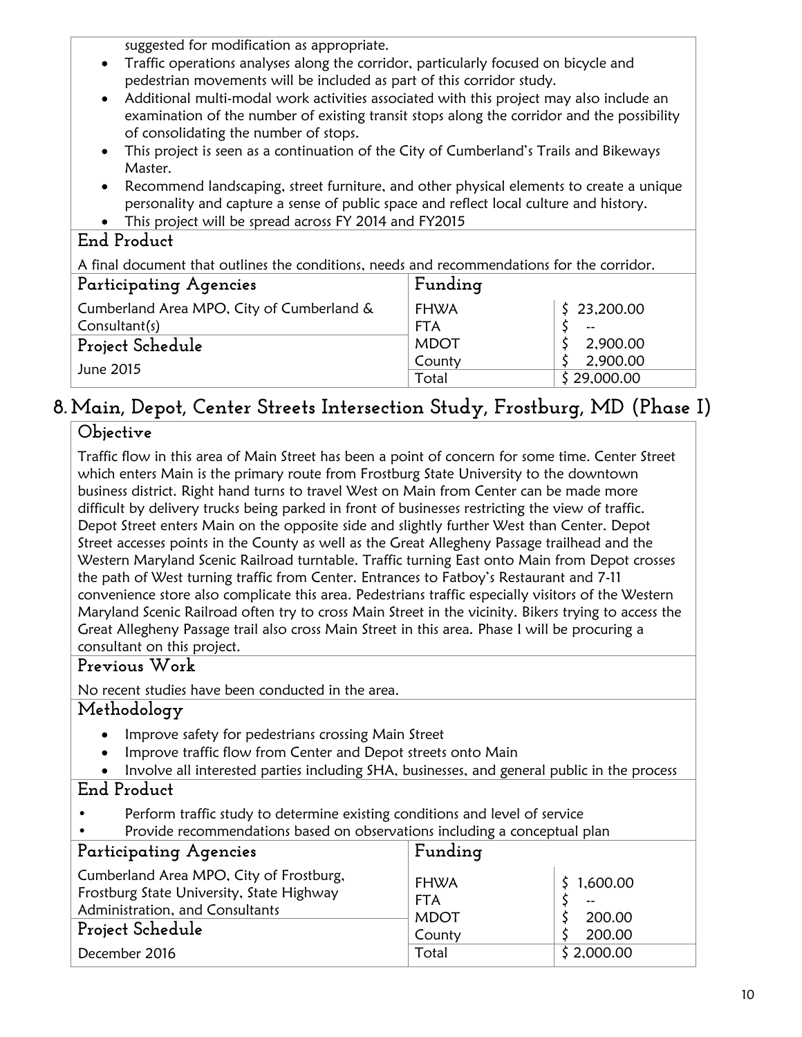suggested for modification as appropriate.

- Traffic operations analyses along the corridor, particularly focused on bicycle and pedestrian movements will be included as part of this corridor study.
- Additional multi-modal work activities associated with this project may also include an examination of the number of existing transit stops along the corridor and the possibility of consolidating the number of stops.
- This project is seen as a continuation of the City of Cumberland's Trails and Bikeways Master.
- Recommend landscaping, street furniture, and other physical elements to create a unique personality and capture a sense of public space and reflect local culture and history.
- This project will be spread across FY 2014 and FY2015

### End Product

A final document that outlines the conditions, needs and recommendations for the corridor.

| Participating Agencies | Funding | |
|---|---|---|
| Cumberland Area MPO, City of Cumberland & Consultant(s) | FHWA | $ 23,200.00 |
| | FTA | $ -- |
| **Project Schedule** | MDOT | $ 2,900.00 |
| June 2015 | County | $ 2,900.00 |
| | Total | $ 29,000.00 |

## 8. Main, Depot, Center Streets Intersection Study, Frostburg, MD (Phase I)

### Objective

Traffic flow in this area of Main Street has been a point of concern for some time. Center Street which enters Main is the primary route from Frostburg State University to the downtown business district. Right hand turns to travel West on Main from Center can be made more difficult by delivery trucks being parked in front of businesses restricting the view of traffic. Depot Street enters Main on the opposite side and slightly further West than Center. Depot Street accesses points in the County as well as the Great Allegheny Passage trailhead and the Western Maryland Scenic Railroad turntable. Traffic turning East onto Main from Depot crosses the path of West turning traffic from Center. Entrances to Fatboy's Restaurant and 7-11 convenience store also complicate this area. Pedestrians traffic especially visitors of the Western Maryland Scenic Railroad often try to cross Main Street in the vicinity. Bikers trying to access the Great Allegheny Passage trail also cross Main Street in this area. Phase I will be procuring a consultant on this project.

### Previous Work

No recent studies have been conducted in the area.

### Methodology

- Improve safety for pedestrians crossing Main Street
- Improve traffic flow from Center and Depot streets onto Main
- Involve all interested parties including SHA, businesses, and general public in the process

### End Product

- Perform traffic study to determine existing conditions and level of service
- Provide recommendations based on observations including a conceptual plan

| Participating Agencies | Funding | |
|---|---|---|
| Cumberland Area MPO, City of Frostburg, Frostburg State University, State Highway Administration, and Consultants | FHWA | $ 1,600.00 |
| | FTA | $ -- |
| **Project Schedule** | MDOT | $ 200.00 |
| December 2016 | County | $ 200.00 |
| | Total | $ 2,000.00 |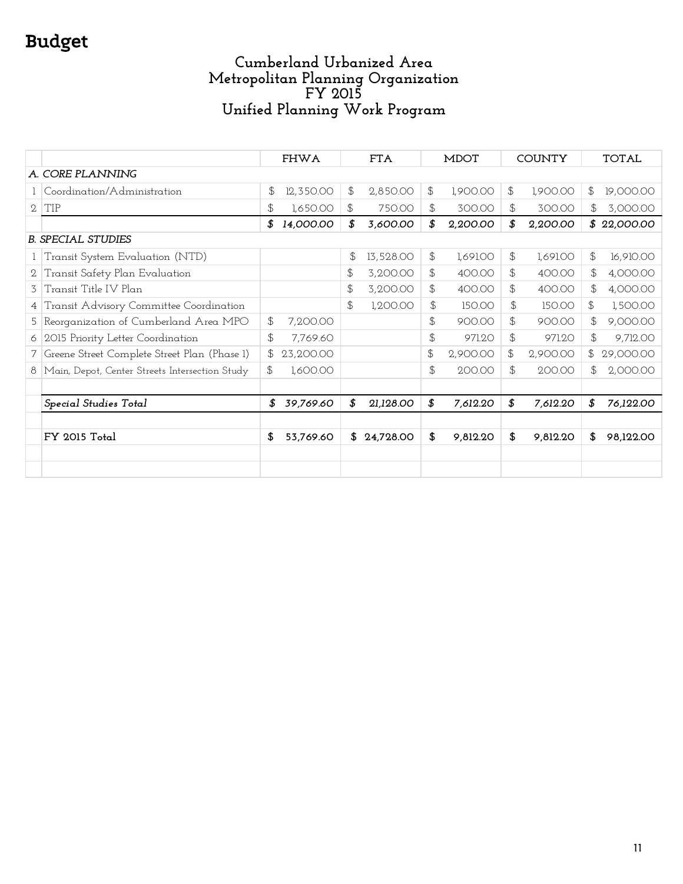# Budget

## Cumberland Urbanized Area
## Metropolitan Planning Organization
## FY 2015
## Unified Planning Work Program

| | | FHWA | FTA | MDOT | COUNTY | TOTAL |
|---|---|---|---|---|---|---|
| | *A. CORE PLANNING* | | | | | |
| 1 | Coordination/Administration | $ 12,350.00 | $ 2,850.00 | $ 1,900.00 | $ 1,900.00 | $ 19,000.00 |
| 2 | TIP | $ 1,650.00 | $ 750.00 | $ 300.00 | $ 300.00 | $ 3,000.00 |
| | | ***$ 14,000.00*** | ***$ 3,600.00*** | ***$ 2,200.00*** | ***$ 2,200.00*** | ***$ 22,000.00*** |
| | *B. SPECIAL STUDIES* | | | | | |
| 1 | Transit System Evaluation (NTD) | | $ 13,528.00 | $ 1,691.00 | $ 1,691.00 | $ 16,910.00 |
| 2 | Transit Safety Plan Evaluation | | $ 3,200.00 | $ 400.00 | $ 400.00 | $ 4,000.00 |
| 3 | Transit Title IV Plan | | $ 3,200.00 | $ 400.00 | $ 400.00 | $ 4,000.00 |
| 4 | Transit Advisory Committee Coordination | | $ 1,200.00 | $ 150.00 | $ 150.00 | $ 1,500.00 |
| 5 | Reorganization of Cumberland Area MPO | $ 7,200.00 | | $ 900.00 | $ 900.00 | $ 9,000.00 |
| 6 | 2015 Priority Letter Coordination | $ 7,769.60 | | $ 971.20 | $ 971.20 | $ 9,712.00 |
| 7 | Greene Street Complete Street Plan (Phase 1) | $ 23,200.00 | | $ 2,900.00 | $ 2,900.00 | $ 29,000.00 |
| 8 | Main, Depot, Center Streets Intersection Study | $ 1,600.00 | | $ 200.00 | $ 200.00 | $ 2,000.00 |
| | | | | | | |
| | ***Special Studies Total*** | ***$ 39,769.60*** | ***$ 21,128.00*** | ***$ 7,612.20*** | ***$ 7,612.20*** | ***$ 76,122.00*** |
| | | | | | | |
| | **FY 2015 Total** | **$ 53,769.60** | **$ 24,728.00** | **$ 9,812.20** | **$ 9,812.20** | **$ 98,122.00** |